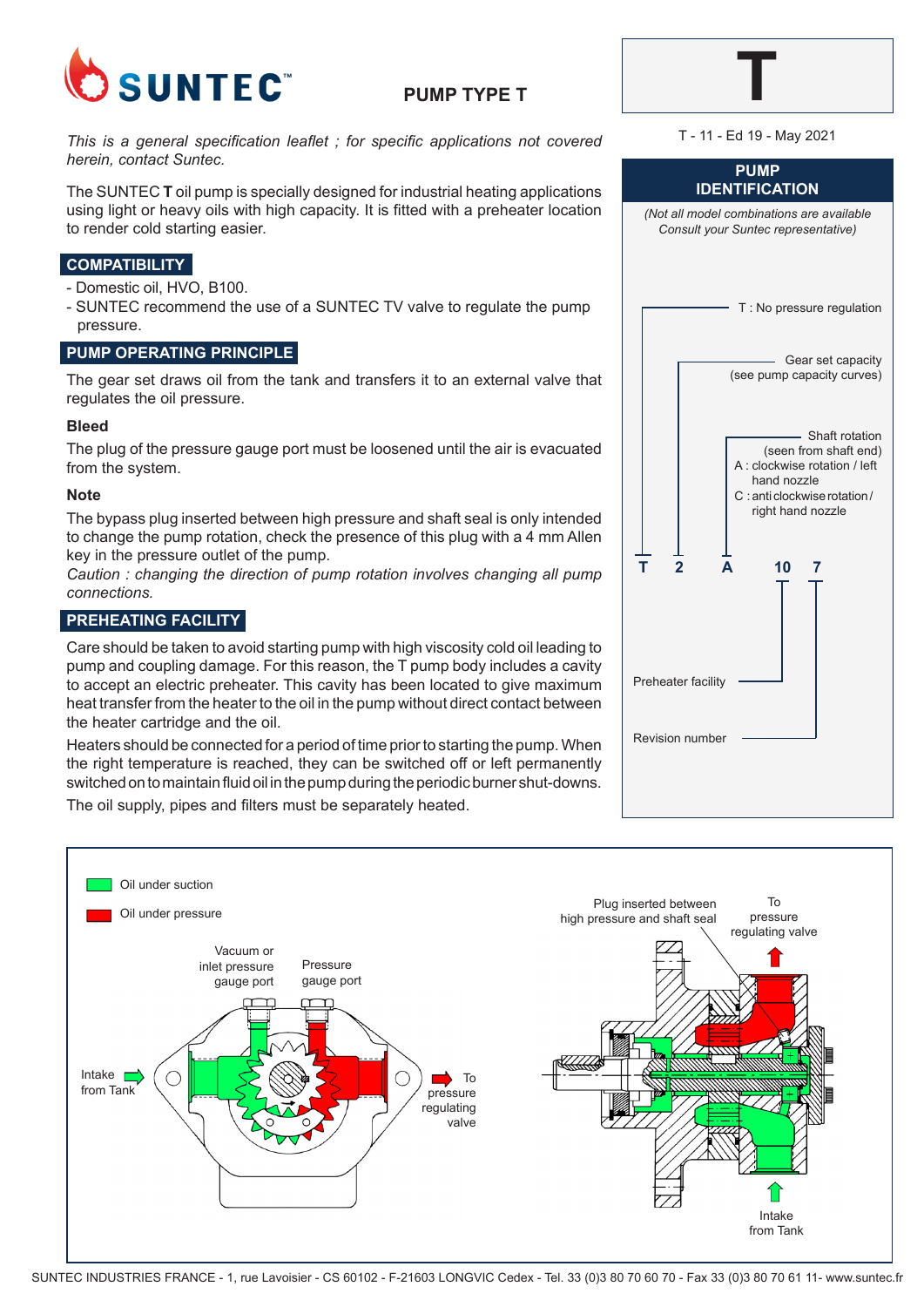# SUNTEC

## PUMP TYPE T

# T

T - 11 - Ed 19 - May 2021

*This is a general specification leaflet ; for specific applications not covered herein, contact Suntec.*

The SUNTEC **T** oil pump is specially designed for industrial heating applications using light or heavy oils with high capacity. It is fitted with a preheater location to render cold starting easier.

## COMPATIBILITY

- Domestic oil, HVO, B100.
- SUNTEC recommend the use of a SUNTEC TV valve to regulate the pump pressure.

## PUMP OPERATING PRINCIPLE

The gear set draws oil from the tank and transfers it to an external valve that regulates the oil pressure.

### Bleed

The plug of the pressure gauge port must be loosened until the air is evacuated from the system.

### Note

The bypass plug inserted between high pressure and shaft seal is only intended to change the pump rotation, check the presence of this plug with a 4 mm Allen key in the pressure outlet of the pump.

*Caution : changing the direction of pump rotation involves changing all pump connections.*

## PREHEATING FACILITY

Care should be taken to avoid starting pump with high viscosity cold oil leading to pump and coupling damage. For this reason, the T pump body includes a cavity to accept an electric preheater. This cavity has been located to give maximum heat transfer from the heater to the oil in the pump without direct contact between the heater cartridge and the oil.

Heaters should be connected for a period of time prior to starting the pump. When the right temperature is reached, they can be switched off or left permanently switched on to maintain fluid oil in the pump during the periodic burner shut-downs.

The oil supply, pipes and filters must be separately heated.

## PUMP IDENTIFICATION

*(Not all model combinations are available Consult your Suntec representative)*

**T 2 A 10 7**

- T : No pressure regulation
- 2 : Gear set capacity (see pump capacity curves)
- A : Shaft rotation (seen from shaft end)
  - A : clockwise rotation / left hand nozzle
  - C : anti clockwise rotation / right hand nozzle
- 10 : Preheater facility
- 7 : Revision number

Oil under suction

Oil under pressure

Vacuum or inlet pressure gauge port

Pressure gauge port

Intake from Tank

To pressure regulating valve

Plug inserted between high pressure and shaft seal

To pressure regulating valve

Intake from Tank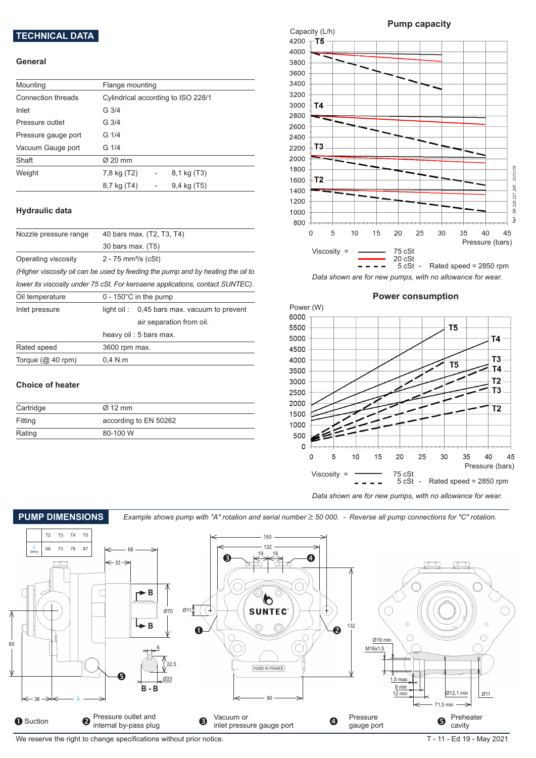## TECHNICAL DATA

### General

| | | | |
|---|---|---|---|
| Mounting | Flange mounting | | |
| Connection threads | Cylindrical according to ISO 228/1 | | |
| Inlet | G 3/4 | | |
| Pressure outlet | G 3/4 | | |
| Pressure gauge port | G 1/4 | | |
| Vacuum Gauge port | G 1/4 | | |
| Shaft | Ø 20 mm | | |
| Weight | 7,8 kg (T2) | - | 8,1 kg (T3) |
| | 8,7 kg (T4) | - | 9,4 kg (T5) |

### Hydraulic data

| | |
|---|---|
| Nozzle pressure range | 40 bars max. (T2, T3, T4) |
| | 30 bars max. (T5) |
| Operating viscosity | 2 - 75 mm²/s (cSt) |

*(Higher viscosity oil can be used by feeding the pump and by heating the oil to lower its viscosity under 75 cSt. For kerosene applications, contact SUNTEC).*

| | |
|---|---|
| Oil temperature | 0 - 150°C in the pump |
| Inlet pressure | light oil : 0,45 bars max. vacuum to prevent air separation from oil. |
| | heavy oil : 5 bars max. |
| Rated speed | 3600 rpm max. |
| Torque (@ 40 rpm) | 0,4 N.m |

### Choice of heater

| | |
|---|---|
| Cartridge | Ø 12 mm |
| Fitting | according to EN 50262 |
| Rating | 80-100 W |

### Pump capacity

Capacity (L/h)
T5
T4
T3
T2
Pressure (bars)

Viscosity = 75 cSt (solid line), 20 cSt (red line), 5 cSt (dashed line) - Rated speed = 2850 rpm

*Data shown are for new pumps, with no allowance for wear.*

### Power consumption

Power (W)
T5, T4, T3, T2
Pressure (bars)

Viscosity = 75 cSt (solid line), 5 cSt (dashed line) - Rated speed = 2850 rpm

*Data shown are for new pumps, with no allowance for wear.*

## PUMP DIMENSIONS

*Example shows pump with "A" rotation and serial number ≥ 50 000. - Reverse all pump connections for "C" rotation.*

| | T2 | T3 | T4 | T5 |
|---|---|---|---|---|
| A (mm) | 68 | 73 | 78 | 87 |

1 Suction
2 Pressure outlet and internal by-pass plug
3 Vacuum or inlet pressure gauge port
4 Pressure gauge port
5 Preheater cavity

We reserve the right to change specifications without prior notice.